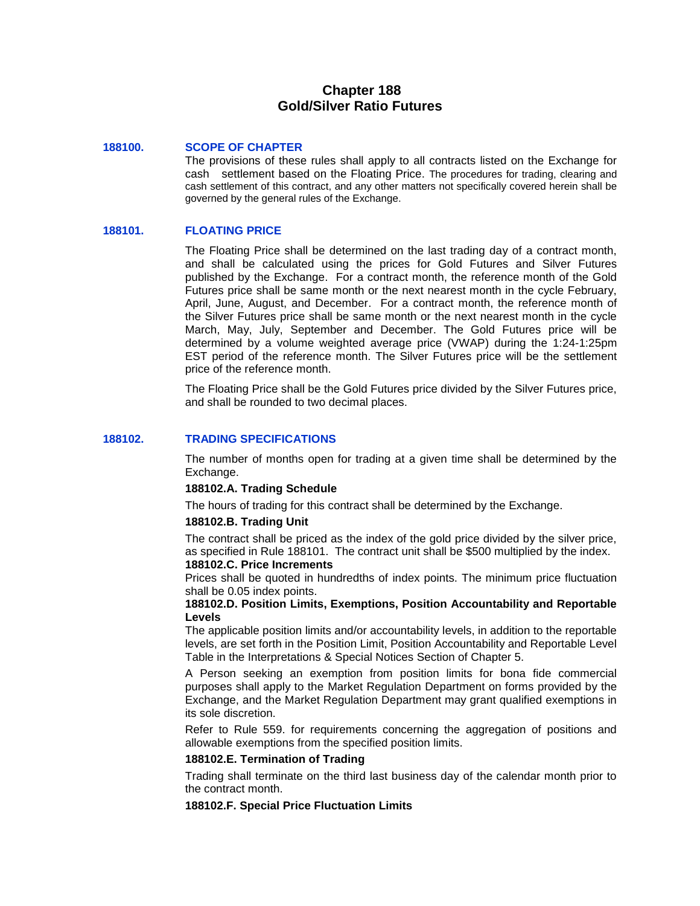# Chapter 188
# Gold/Silver Ratio Futures

## 188100. SCOPE OF CHAPTER

The provisions of these rules shall apply to all contracts listed on the Exchange for cash settlement based on the Floating Price. The procedures for trading, clearing and cash settlement of this contract, and any other matters not specifically covered herein shall be governed by the general rules of the Exchange.

## 188101. FLOATING PRICE

The Floating Price shall be determined on the last trading day of a contract month, and shall be calculated using the prices for Gold Futures and Silver Futures published by the Exchange. For a contract month, the reference month of the Gold Futures price shall be same month or the next nearest month in the cycle February, April, June, August, and December. For a contract month, the reference month of the Silver Futures price shall be same month or the next nearest month in the cycle March, May, July, September and December. The Gold Futures price will be determined by a volume weighted average price (VWAP) during the 1:24-1:25pm EST period of the reference month. The Silver Futures price will be the settlement price of the reference month.

The Floating Price shall be the Gold Futures price divided by the Silver Futures price, and shall be rounded to two decimal places.

## 188102. TRADING SPECIFICATIONS

The number of months open for trading at a given time shall be determined by the Exchange.

### 188102.A. Trading Schedule

The hours of trading for this contract shall be determined by the Exchange.

### 188102.B. Trading Unit

The contract shall be priced as the index of the gold price divided by the silver price, as specified in Rule 188101. The contract unit shall be $500 multiplied by the index.

### 188102.C. Price Increments

Prices shall be quoted in hundredths of index points. The minimum price fluctuation shall be 0.05 index points.

### 188102.D. Position Limits, Exemptions, Position Accountability and Reportable Levels

The applicable position limits and/or accountability levels, in addition to the reportable levels, are set forth in the Position Limit, Position Accountability and Reportable Level Table in the Interpretations & Special Notices Section of Chapter 5.

A Person seeking an exemption from position limits for bona fide commercial purposes shall apply to the Market Regulation Department on forms provided by the Exchange, and the Market Regulation Department may grant qualified exemptions in its sole discretion.

Refer to Rule 559. for requirements concerning the aggregation of positions and allowable exemptions from the specified position limits.

### 188102.E. Termination of Trading

Trading shall terminate on the third last business day of the calendar month prior to the contract month.

### 188102.F. Special Price Fluctuation Limits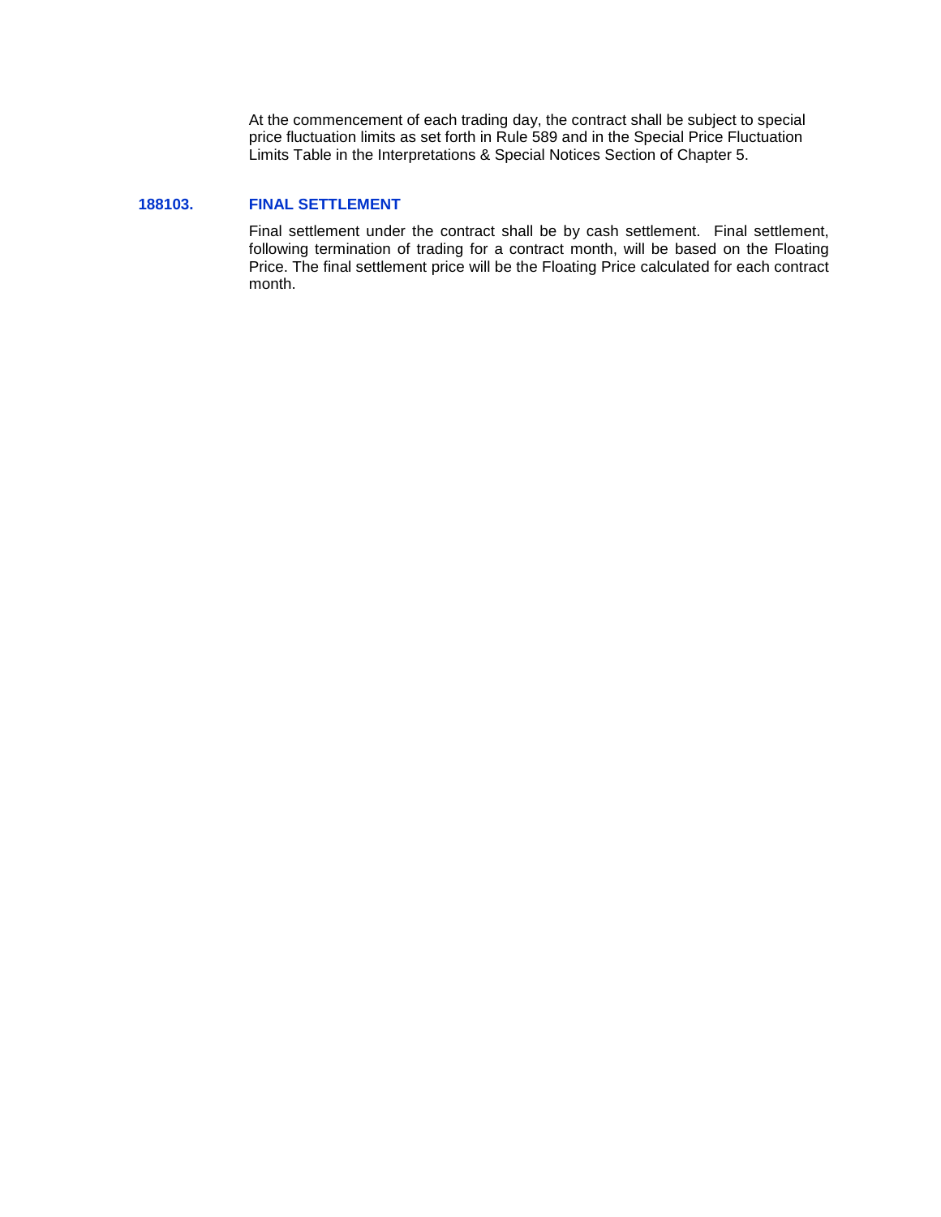At the commencement of each trading day, the contract shall be subject to special price fluctuation limits as set forth in Rule 589 and in the Special Price Fluctuation Limits Table in the Interpretations & Special Notices Section of Chapter 5.

### 188103. FINAL SETTLEMENT

Final settlement under the contract shall be by cash settlement. Final settlement, following termination of trading for a contract month, will be based on the Floating Price. The final settlement price will be the Floating Price calculated for each contract month.